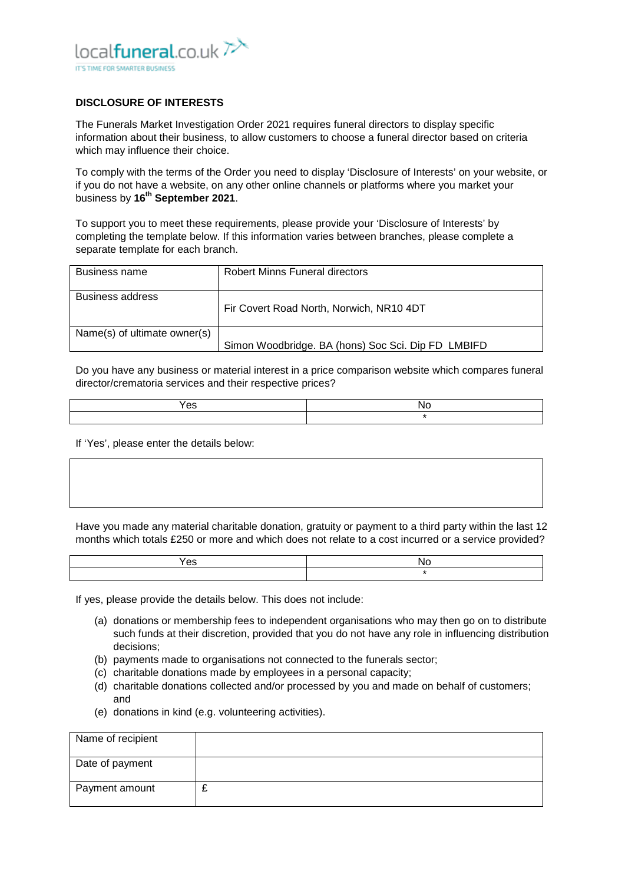localfuneral.co.uk

IT'S TIME FOR SMARTER BUSINESS

**DISCLOSURE OF INTERESTS**

The Funerals Market Investigation Order 2021 requires funeral directors to display specific information about their business, to allow customers to choose a funeral director based on criteria which may influence their choice.

To comply with the terms of the Order you need to display 'Disclosure of Interests' on your website, or if you do not have a website, on any other online channels or platforms where you market your business by **16th September 2021**.

To support you to meet these requirements, please provide your 'Disclosure of Interests' by completing the template below. If this information varies between branches, please complete a separate template for each branch.

| Business name | Robert Minns Funeral directors |
|---|---|
| Business address | Fir Covert Road North, Norwich, NR10 4DT |
| Name(s) of ultimate owner(s) | Simon Woodbridge. BA (hons) Soc Sci. Dip FD LMBIFD |

Do you have any business or material interest in a price comparison website which compares funeral director/crematoria services and their respective prices?

| Yes | No |
|---|---|
| | * |

If 'Yes', please enter the details below:

| |
|---|
| |

Have you made any material charitable donation, gratuity or payment to a third party within the last 12 months which totals £250 or more and which does not relate to a cost incurred or a service provided?

| Yes | No |
|---|---|
| | * |

If yes, please provide the details below. This does not include:

(a) donations or membership fees to independent organisations who may then go on to distribute such funds at their discretion, provided that you do not have any role in influencing distribution decisions;
(b) payments made to organisations not connected to the funerals sector;
(c) charitable donations made by employees in a personal capacity;
(d) charitable donations collected and/or processed by you and made on behalf of customers; and
(e) donations in kind (e.g. volunteering activities).

| Name of recipient | |
|---|---|
| Date of payment | |
| Payment amount | £ |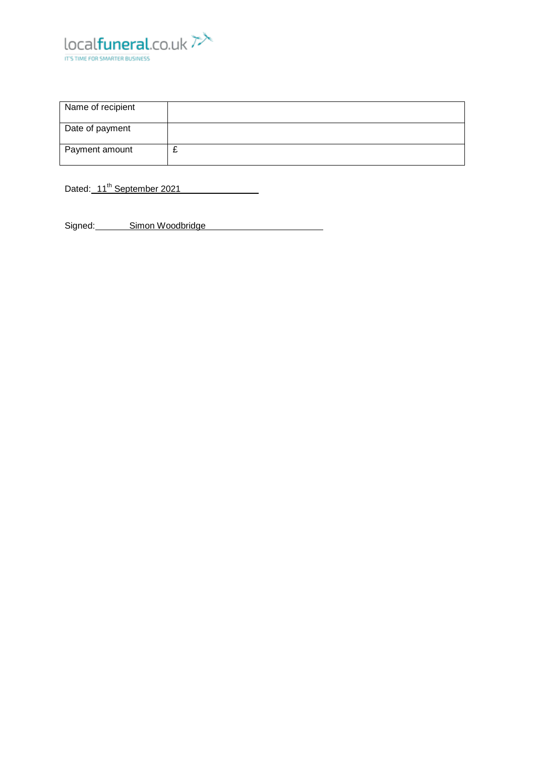localfuneral.co.uk
IT'S TIME FOR SMARTER BUSINESS

| | |
|---|---|
| Name of recipient | |
| Date of payment | |
| Payment amount | £ |

Dated: 11th September 2021

Signed: Simon Woodbridge